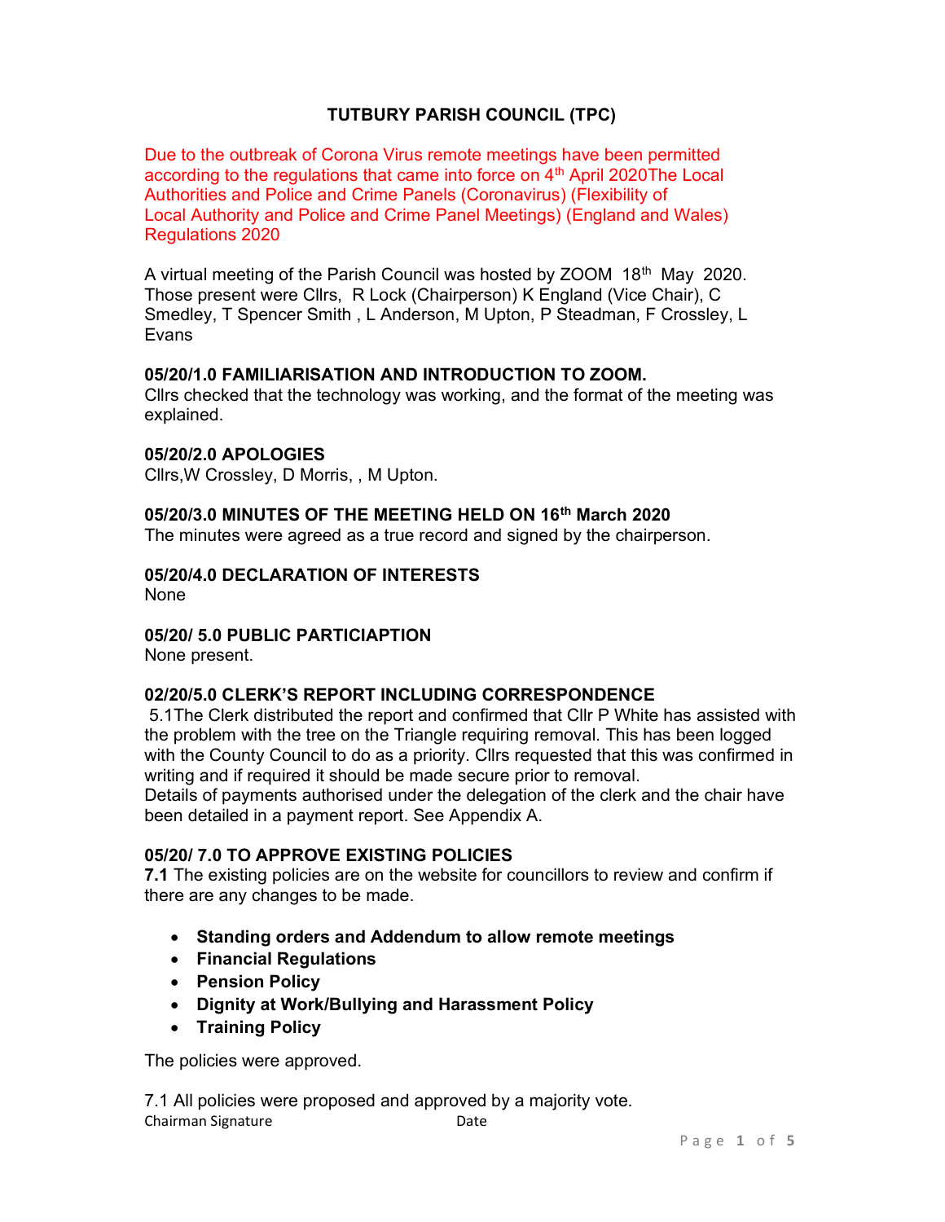# TUTBURY PARISH COUNCIL (TPC)

Due to the outbreak of Corona Virus remote meetings have been permitted according to the regulations that came into force on 4th April 2020The Local Authorities and Police and Crime Panels (Coronavirus) (Flexibility of Local Authority and Police and Crime Panel Meetings) (England and Wales) Regulations 2020

A virtual meeting of the Parish Council was hosted by ZOOM 18th May 2020. Those present were Cllrs, R Lock (Chairperson) K England (Vice Chair), C Smedley, T Spencer Smith , L Anderson, M Upton, P Steadman, F Crossley, L Evans

### 05/20/1.0 FAMILIARISATION AND INTRODUCTION TO ZOOM.

Cllrs checked that the technology was working, and the format of the meeting was explained.

### 05/20/2.0 APOLOGIES

Cllrs,W Crossley, D Morris, , M Upton.

### 05/20/3.0 MINUTES OF THE MEETING HELD ON 16th March 2020

The minutes were agreed as a true record and signed by the chairperson.

### 05/20/4.0 DECLARATION OF INTERESTS

None

### 05/20/ 5.0 PUBLIC PARTICIAPTION

None present.

### 02/20/5.0 CLERK'S REPORT INCLUDING CORRESPONDENCE

5.1The Clerk distributed the report and confirmed that Cllr P White has assisted with the problem with the tree on the Triangle requiring removal. This has been logged with the County Council to do as a priority. Cllrs requested that this was confirmed in writing and if required it should be made secure prior to removal.
Details of payments authorised under the delegation of the clerk and the chair have been detailed in a payment report. See Appendix A.

### 05/20/ 7.0 TO APPROVE EXISTING POLICIES

**7.1** The existing policies are on the website for councillors to review and confirm if there are any changes to be made.

- **Standing orders and Addendum to allow remote meetings**
- **Financial Regulations**
- **Pension Policy**
- **Dignity at Work/Bullying and Harassment Policy**
- **Training Policy**

The policies were approved.

7.1 All policies were proposed and approved by a majority vote.

Chairman Signature Date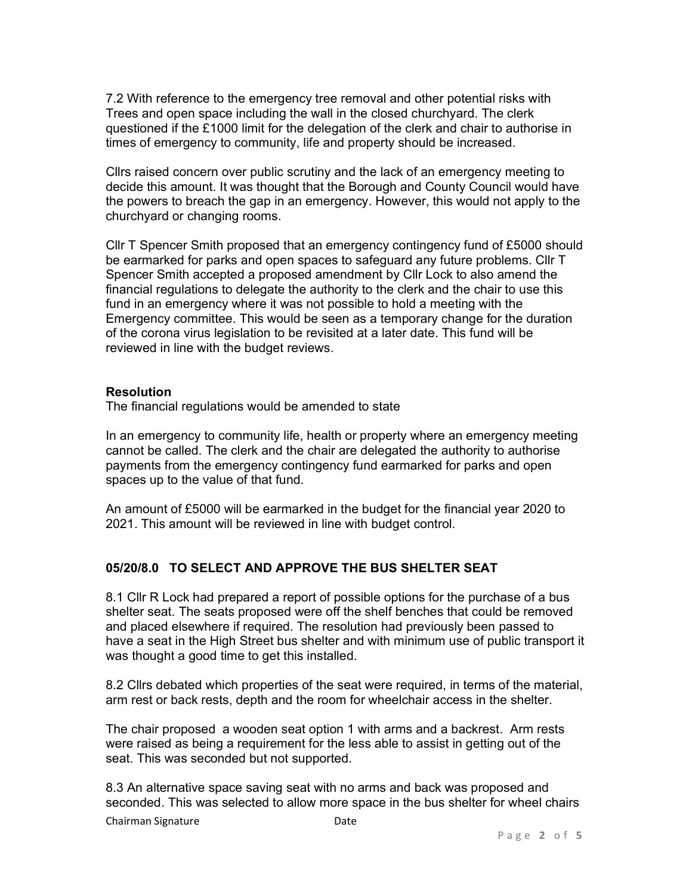7.2 With reference to the emergency tree removal and other potential risks with Trees and open space including the wall in the closed churchyard. The clerk questioned if the £1000 limit for the delegation of the clerk and chair to authorise in times of emergency to community, life and property should be increased.

Cllrs raised concern over public scrutiny and the lack of an emergency meeting to decide this amount. It was thought that the Borough and County Council would have the powers to breach the gap in an emergency. However, this would not apply to the churchyard or changing rooms.

Cllr T Spencer Smith proposed that an emergency contingency fund of £5000 should be earmarked for parks and open spaces to safeguard any future problems. Cllr T Spencer Smith accepted a proposed amendment by Cllr Lock to also amend the financial regulations to delegate the authority to the clerk and the chair to use this fund in an emergency where it was not possible to hold a meeting with the Emergency committee. This would be seen as a temporary change for the duration of the corona virus legislation to be revisited at a later date. This fund will be reviewed in line with the budget reviews.

**Resolution**

The financial regulations would be amended to state

In an emergency to community life, health or property where an emergency meeting cannot be called. The clerk and the chair are delegated the authority to authorise payments from the emergency contingency fund earmarked for parks and open spaces up to the value of that fund.

An amount of £5000 will be earmarked in the budget for the financial year 2020 to 2021. This amount will be reviewed in line with budget control.

### 05/20/8.0 TO SELECT AND APPROVE THE BUS SHELTER SEAT

8.1 Cllr R Lock had prepared a report of possible options for the purchase of a bus shelter seat. The seats proposed were off the shelf benches that could be removed and placed elsewhere if required. The resolution had previously been passed to have a seat in the High Street bus shelter and with minimum use of public transport it was thought a good time to get this installed.

8.2 Cllrs debated which properties of the seat were required, in terms of the material, arm rest or back rests, depth and the room for wheelchair access in the shelter.

The chair proposed a wooden seat option 1 with arms and a backrest. Arm rests were raised as being a requirement for the less able to assist in getting out of the seat. This was seconded but not supported.

8.3 An alternative space saving seat with no arms and back was proposed and seconded. This was selected to allow more space in the bus shelter for wheel chairs

Chairman Signature Date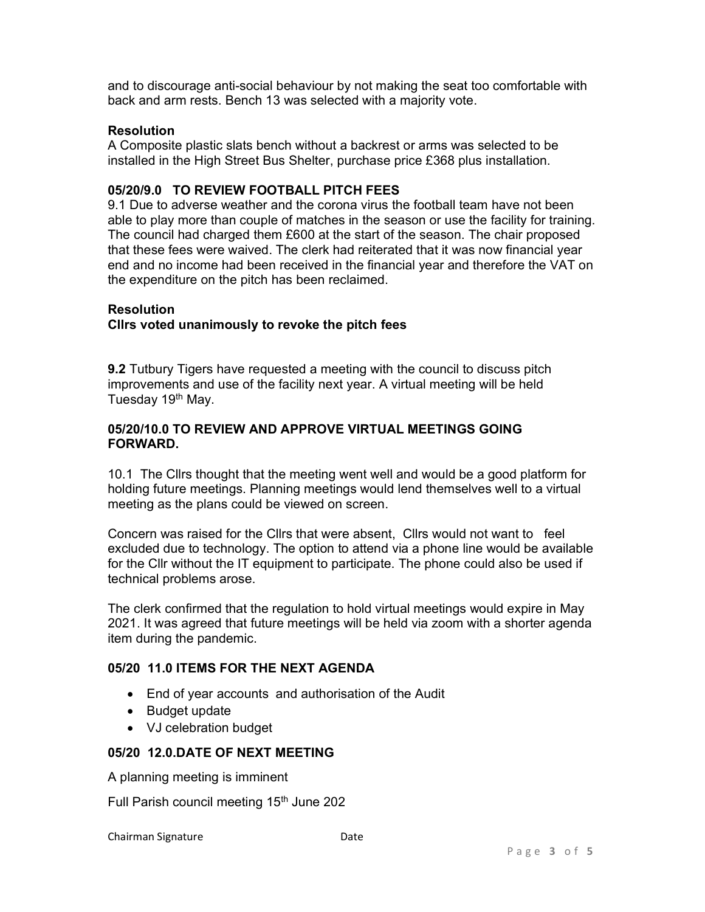and to discourage anti-social behaviour by not making the seat too comfortable with back and arm rests. Bench 13 was selected with a majority vote.

**Resolution**
A Composite plastic slats bench without a backrest or arms was selected to be installed in the High Street Bus Shelter, purchase price £368 plus installation.

### 05/20/9.0 TO REVIEW FOOTBALL PITCH FEES

9.1 Due to adverse weather and the corona virus the football team have not been able to play more than couple of matches in the season or use the facility for training. The council had charged them £600 at the start of the season. The chair proposed that these fees were waived. The clerk had reiterated that it was now financial year end and no income had been received in the financial year and therefore the VAT on the expenditure on the pitch has been reclaimed.

**Resolution**
**Cllrs voted unanimously to revoke the pitch fees**

**9.2** Tutbury Tigers have requested a meeting with the council to discuss pitch improvements and use of the facility next year. A virtual meeting will be held Tuesday 19th May.

### 05/20/10.0 TO REVIEW AND APPROVE VIRTUAL MEETINGS GOING FORWARD.

10.1 The Cllrs thought that the meeting went well and would be a good platform for holding future meetings. Planning meetings would lend themselves well to a virtual meeting as the plans could be viewed on screen.

Concern was raised for the Cllrs that were absent, Cllrs would not want to feel excluded due to technology. The option to attend via a phone line would be available for the Cllr without the IT equipment to participate. The phone could also be used if technical problems arose.

The clerk confirmed that the regulation to hold virtual meetings would expire in May 2021. It was agreed that future meetings will be held via zoom with a shorter agenda item during the pandemic.

### 05/20 11.0 ITEMS FOR THE NEXT AGENDA

- End of year accounts and authorisation of the Audit
- Budget update
- VJ celebration budget

### 05/20 12.0.DATE OF NEXT MEETING

A planning meeting is imminent

Full Parish council meeting 15th June 202

Chairman Signature                    Date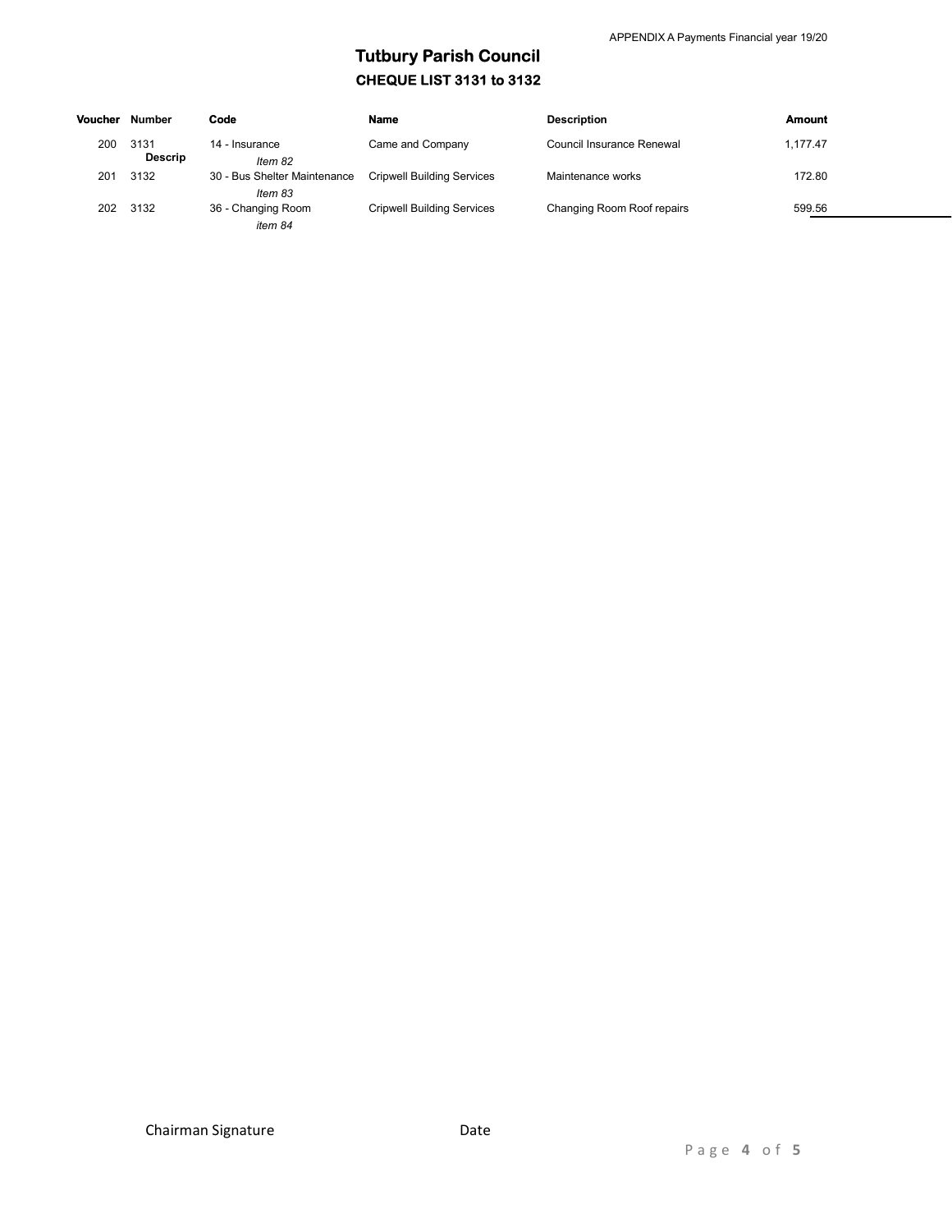APPENDIX A Payments Financial year 19/20

# Tutbury Parish Council

## CHEQUE LIST 3131 to 3132

| Voucher | Number | Code | Name | Description | Amount |
|---|---|---|---|---|---|
| 200 | 3131 | 14 - Insurance | Came and Company | Council Insurance Renewal | 1,177.47 |
| | **Descrip** | *Item 82* | | | |
| 201 | 3132 | 30 - Bus Shelter Maintenance | Cripwell Building Services | Maintenance works | 172.80 |
| | | *Item 83* | | | |
| 202 | 3132 | 36 - Changing Room | Cripwell Building Services | Changing Room Roof repairs | 599.56 |
| | | *item 84* | | | |

Chairman Signature Date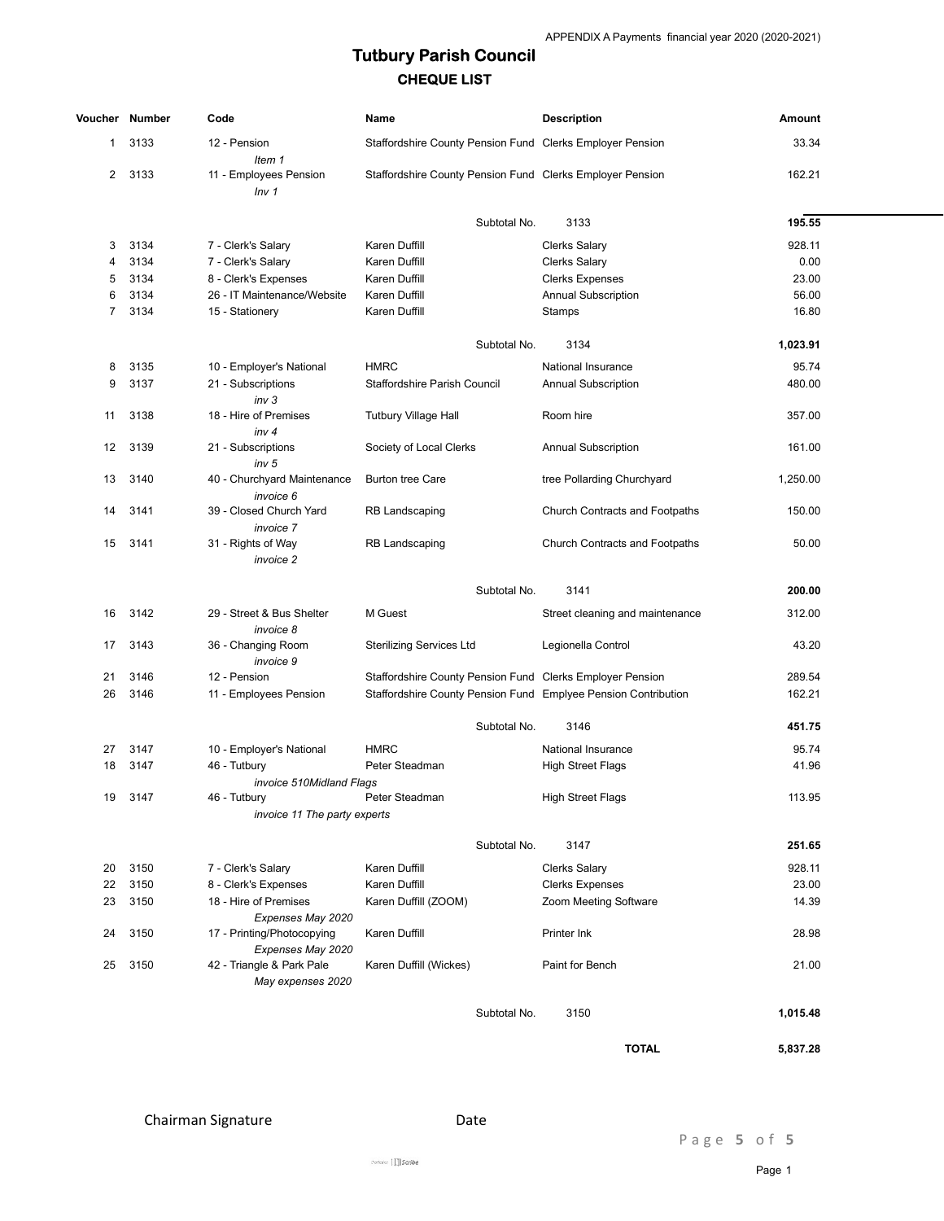APPENDIX A Payments financial year 2020 (2020-2021)

# Tutbury Parish Council

## CHEQUE LIST

| Voucher | Number | Code | Name | Description | Amount |
|---|---|---|---|---|---|
| 1 | 3133 | 12 - Pension<br>*Item 1* | Staffordshire County Pension Fund | Clerks Employer Pension | 33.34 |
| 2 | 3133 | 11 - Employees Pension<br>*Inv 1* | Staffordshire County Pension Fund | Clerks Employer Pension | 162.21 |
| | | | Subtotal No. | 3133 | **195.55** |
| 3 | 3134 | 7 - Clerk's Salary | Karen Duffill | Clerks Salary | 928.11 |
| 4 | 3134 | 7 - Clerk's Salary | Karen Duffill | Clerks Salary | 0.00 |
| 5 | 3134 | 8 - Clerk's Expenses | Karen Duffill | Clerks Expenses | 23.00 |
| 6 | 3134 | 26 - IT Maintenance/Website | Karen Duffill | Annual Subscription | 56.00 |
| 7 | 3134 | 15 - Stationery | Karen Duffill | Stamps | 16.80 |
| | | | Subtotal No. | 3134 | **1,023.91** |
| 8 | 3135 | 10 - Employer's National | HMRC | National Insurance | 95.74 |
| 9 | 3137 | 21 - Subscriptions<br>*inv 3* | Staffordshire Parish Council | Annual Subscription | 480.00 |
| 11 | 3138 | 18 - Hire of Premises<br>*inv 4* | Tutbury Village Hall | Room hire | 357.00 |
| 12 | 3139 | 21 - Subscriptions<br>*inv 5* | Society of Local Clerks | Annual Subscription | 161.00 |
| 13 | 3140 | 40 - Churchyard Maintenance<br>*invoice 6* | Burton tree Care | tree Pollarding Churchyard | 1,250.00 |
| 14 | 3141 | 39 - Closed Church Yard<br>*invoice 7* | RB Landscaping | Church Contracts and Footpaths | 150.00 |
| 15 | 3141 | 31 - Rights of Way<br>*invoice 2* | RB Landscaping | Church Contracts and Footpaths | 50.00 |
| | | | Subtotal No. | 3141 | **200.00** |
| 16 | 3142 | 29 - Street & Bus Shelter<br>*invoice 8* | M Guest | Street cleaning and maintenance | 312.00 |
| 17 | 3143 | 36 - Changing Room<br>*invoice 9* | Sterilizing Services Ltd | Legionella Control | 43.20 |
| 21 | 3146 | 12 - Pension | Staffordshire County Pension Fund | Clerks Employer Pension | 289.54 |
| 26 | 3146 | 11 - Employees Pension | Staffordshire County Pension Fund | Emplyee Pension Contribution | 162.21 |
| | | | Subtotal No. | 3146 | **451.75** |
| 27 | 3147 | 10 - Employer's National | HMRC | National Insurance | 95.74 |
| 18 | 3147 | 46 - Tutbury<br>*invoice 510Midland Flags* | Peter Steadman | High Street Flags | 41.96 |
| 19 | 3147 | 46 - Tutbury<br>*invoice 11 The party experts* | Peter Steadman | High Street Flags | 113.95 |
| | | | Subtotal No. | 3147 | **251.65** |
| 20 | 3150 | 7 - Clerk's Salary | Karen Duffill | Clerks Salary | 928.11 |
| 22 | 3150 | 8 - Clerk's Expenses | Karen Duffill | Clerks Expenses | 23.00 |
| 23 | 3150 | 18 - Hire of Premises<br>*Expenses May 2020* | Karen Duffill (ZOOM) | Zoom Meeting Software | 14.39 |
| 24 | 3150 | 17 - Printing/Photocopying<br>*Expenses May 2020* | Karen Duffill | Printer Ink | 28.98 |
| 25 | 3150 | 42 - Triangle & Park Pale<br>*May expenses 2020* | Karen Duffill (Wickes) | Paint for Bench | 21.00 |
| | | | Subtotal No. | 3150 | **1,015.48** |
| | | | | **TOTAL** | **5,837.28** |

Chairman Signature

Date